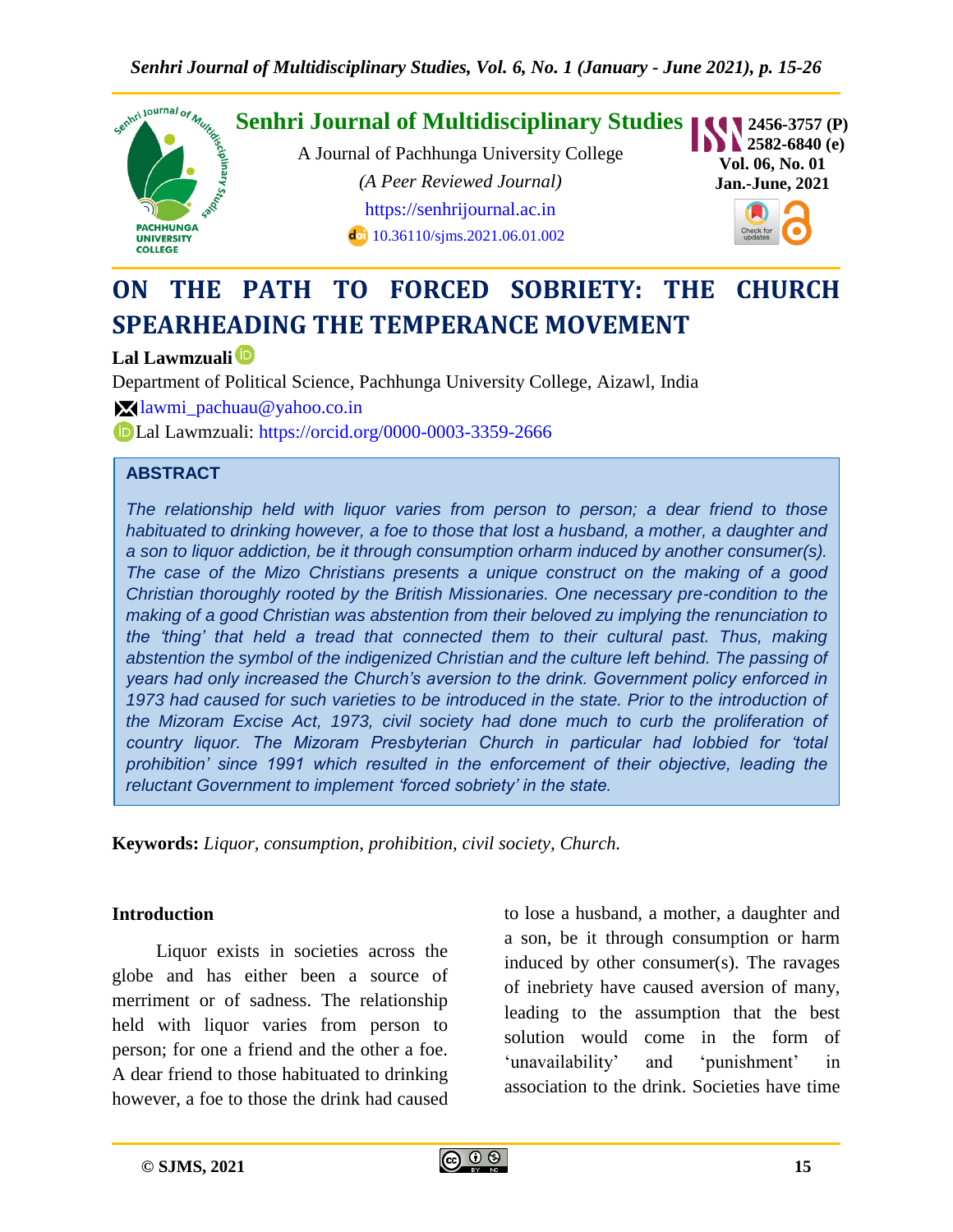**Senhri Journal of Multidisciplinary Studies**

A Journal of Pachhunga University College

*(A Peer Reviewed Journal)*

https://senhrijournal.ac.in

10.36110/sjms.2021.06.01.002

ISSN 2456-3757 (P) 2582-6840 (e)

Vol. 06, No. 01

Jan.-June, 2021

# ON THE PATH TO FORCED SOBRIETY: THE CHURCH SPEARHEADING THE TEMPERANCE MOVEMENT

**Lal Lawmzuali**

Department of Political Science, Pachhunga University College, Aizawl, India

lawmi_pachuau@yahoo.co.in

Lal Lawmzuali: https://orcid.org/0000-0003-3359-2666

## ABSTRACT

*The relationship held with liquor varies from person to person; a dear friend to those habituated to drinking however, a foe to those that lost a husband, a mother, a daughter and a son to liquor addiction, be it through consumption orharm induced by another consumer(s). The case of the Mizo Christians presents a unique construct on the making of a good Christian thoroughly rooted by the British Missionaries. One necessary pre-condition to the making of a good Christian was abstention from their beloved zu implying the renunciation to the 'thing' that held a tread that connected them to their cultural past. Thus, making abstention the symbol of the indigenized Christian and the culture left behind. The passing of years had only increased the Church's aversion to the drink. Government policy enforced in 1973 had caused for such varieties to be introduced in the state. Prior to the introduction of the Mizoram Excise Act, 1973, civil society had done much to curb the proliferation of country liquor. The Mizoram Presbyterian Church in particular had lobbied for 'total prohibition' since 1991 which resulted in the enforcement of their objective, leading the reluctant Government to implement 'forced sobriety' in the state.*

**Keywords:** *Liquor, consumption, prohibition, civil society, Church.*

## Introduction

Liquor exists in societies across the globe and has either been a source of merriment or of sadness. The relationship held with liquor varies from person to person; for one a friend and the other a foe. A dear friend to those habituated to drinking however, a foe to those the drink had caused to lose a husband, a mother, a daughter and a son, be it through consumption or harm induced by other consumer(s). The ravages of inebriety have caused aversion of many, leading to the assumption that the best solution would come in the form of 'unavailability' and 'punishment' in association to the drink. Societies have time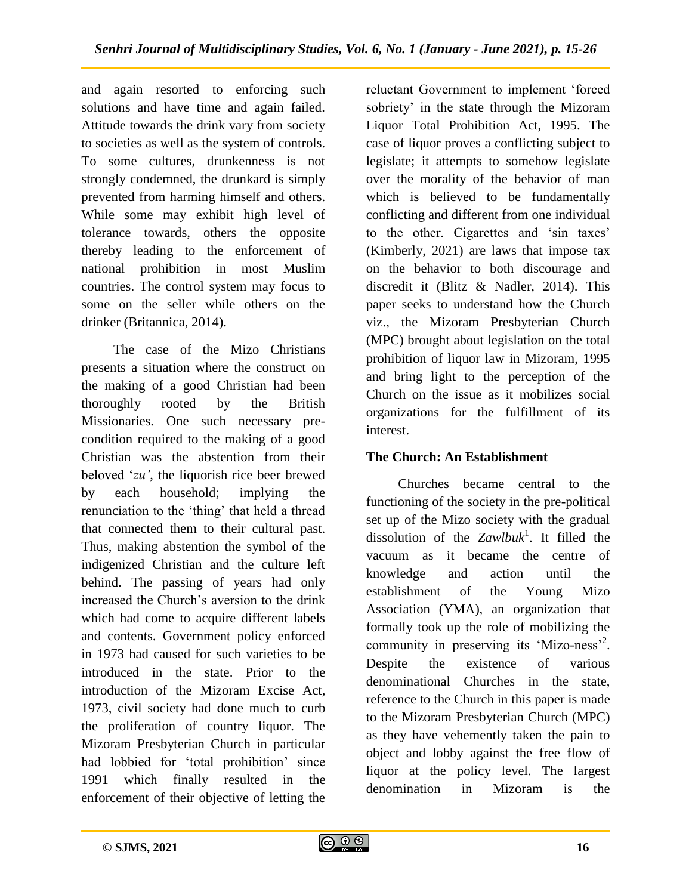and again resorted to enforcing such solutions and have time and again failed. Attitude towards the drink vary from society to societies as well as the system of controls. To some cultures, drunkenness is not strongly condemned, the drunkard is simply prevented from harming himself and others. While some may exhibit high level of tolerance towards, others the opposite thereby leading to the enforcement of national prohibition in most Muslim countries. The control system may focus to some on the seller while others on the drinker (Britannica, 2014).

The case of the Mizo Christians presents a situation where the construct on the making of a good Christian had been thoroughly rooted by the British Missionaries. One such necessary pre-condition required to the making of a good Christian was the abstention from their beloved '*zu'*, the liquorish rice beer brewed by each household; implying the renunciation to the 'thing' that held a thread that connected them to their cultural past. Thus, making abstention the symbol of the indigenized Christian and the culture left behind. The passing of years had only increased the Church's aversion to the drink which had come to acquire different labels and contents. Government policy enforced in 1973 had caused for such varieties to be introduced in the state. Prior to the introduction of the Mizoram Excise Act, 1973, civil society had done much to curb the proliferation of country liquor. The Mizoram Presbyterian Church in particular had lobbied for 'total prohibition' since 1991 which finally resulted in the enforcement of their objective of letting the reluctant Government to implement 'forced sobriety' in the state through the Mizoram Liquor Total Prohibition Act, 1995. The case of liquor proves a conflicting subject to legislate; it attempts to somehow legislate over the morality of the behavior of man which is believed to be fundamentally conflicting and different from one individual to the other. Cigarettes and 'sin taxes' (Kimberly, 2021) are laws that impose tax on the behavior to both discourage and discredit it (Blitz & Nadler, 2014). This paper seeks to understand how the Church viz., the Mizoram Presbyterian Church (MPC) brought about legislation on the total prohibition of liquor law in Mizoram, 1995 and bring light to the perception of the Church on the issue as it mobilizes social organizations for the fulfillment of its interest.

## The Church: An Establishment

Churches became central to the functioning of the society in the pre-political set up of the Mizo society with the gradual dissolution of the *Zawlbuk*[1]. It filled the vacuum as it became the centre of knowledge and action until the establishment of the Young Mizo Association (YMA), an organization that formally took up the role of mobilizing the community in preserving its 'Mizo-ness'[2]. Despite the existence of various denominational Churches in the state, reference to the Church in this paper is made to the Mizoram Presbyterian Church (MPC) as they have vehemently taken the pain to object and lobby against the free flow of liquor at the policy level. The largest denomination in Mizoram is the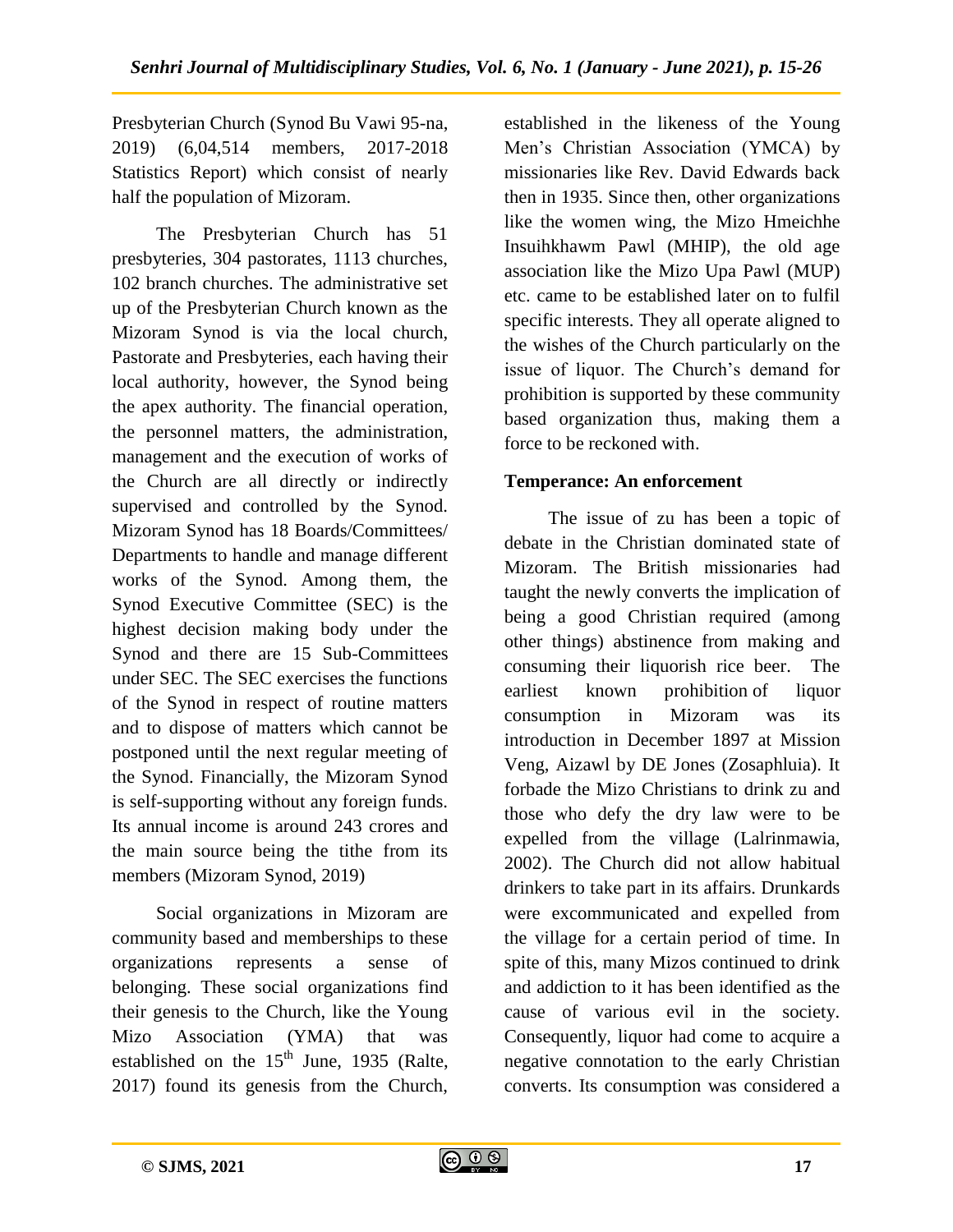Presbyterian Church (Synod Bu Vawi 95-na, 2019) (6,04,514 members, 2017-2018 Statistics Report) which consist of nearly half the population of Mizoram.

The Presbyterian Church has 51 presbyteries, 304 pastorates, 1113 churches, 102 branch churches. The administrative set up of the Presbyterian Church known as the Mizoram Synod is via the local church, Pastorate and Presbyteries, each having their local authority, however, the Synod being the apex authority. The financial operation, the personnel matters, the administration, management and the execution of works of the Church are all directly or indirectly supervised and controlled by the Synod. Mizoram Synod has 18 Boards/Committees/ Departments to handle and manage different works of the Synod. Among them, the Synod Executive Committee (SEC) is the highest decision making body under the Synod and there are 15 Sub-Committees under SEC. The SEC exercises the functions of the Synod in respect of routine matters and to dispose of matters which cannot be postponed until the next regular meeting of the Synod. Financially, the Mizoram Synod is self-supporting without any foreign funds. Its annual income is around 243 crores and the main source being the tithe from its members (Mizoram Synod, 2019)

Social organizations in Mizoram are community based and memberships to these organizations represents a sense of belonging. These social organizations find their genesis to the Church, like the Young Mizo Association (YMA) that was established on the 15th June, 1935 (Ralte, 2017) found its genesis from the Church, established in the likeness of the Young Men's Christian Association (YMCA) by missionaries like Rev. David Edwards back then in 1935. Since then, other organizations like the women wing, the Mizo Hmeichhe Insuihkhawm Pawl (MHIP), the old age association like the Mizo Upa Pawl (MUP) etc. came to be established later on to fulfil specific interests. They all operate aligned to the wishes of the Church particularly on the issue of liquor. The Church's demand for prohibition is supported by these community based organization thus, making them a force to be reckoned with.

**Temperance: An enforcement**

The issue of zu has been a topic of debate in the Christian dominated state of Mizoram. The British missionaries had taught the newly converts the implication of being a good Christian required (among other things) abstinence from making and consuming their liquorish rice beer. The earliest known prohibition of liquor consumption in Mizoram was its introduction in December 1897 at Mission Veng, Aizawl by DE Jones (Zosaphluia). It forbade the Mizo Christians to drink zu and those who defy the dry law were to be expelled from the village (Lalrinmawia, 2002). The Church did not allow habitual drinkers to take part in its affairs. Drunkards were excommunicated and expelled from the village for a certain period of time. In spite of this, many Mizos continued to drink and addiction to it has been identified as the cause of various evil in the society. Consequently, liquor had come to acquire a negative connotation to the early Christian converts. Its consumption was considered a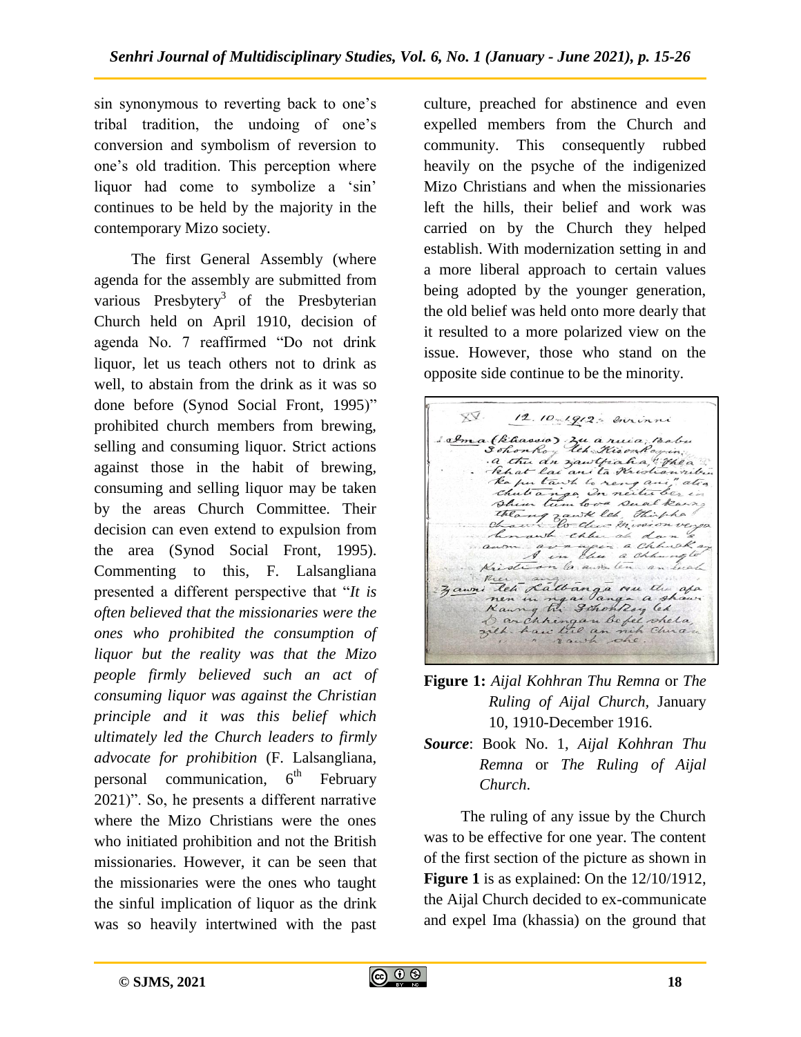sin synonymous to reverting back to one's tribal tradition, the undoing of one's conversion and symbolism of reversion to one's old tradition. This perception where liquor had come to symbolize a 'sin' continues to be held by the majority in the contemporary Mizo society.

The first General Assembly (where agenda for the assembly are submitted from various Presbytery[3] of the Presbyterian Church held on April 1910, decision of agenda No. 7 reaffirmed "Do not drink liquor, let us teach others not to drink as well, to abstain from the drink as it was so done before (Synod Social Front, 1995)" prohibited church members from brewing, selling and consuming liquor. Strict actions against those in the habit of brewing, consuming and selling liquor may be taken by the areas Church Committee. Their decision can even extend to expulsion from the area (Synod Social Front, 1995). Commenting to this, F. Lalsangliana presented a different perspective that "*It is often believed that the missionaries were the ones who prohibited the consumption of liquor but the reality was that the Mizo people firmly believed such an act of consuming liquor was against the Christian principle and it was this belief which ultimately led the Church leaders to firmly advocate for prohibition* (F. Lalsangliana, personal communication, 6th February 2021)". So, he presents a different narrative where the Mizo Christians were the ones who initiated prohibition and not the British missionaries. However, it can be seen that the missionaries were the ones who taught the sinful implication of liquor as the drink was so heavily intertwined with the past culture, preached for abstinence and even expelled members from the Church and community. This consequently rubbed heavily on the psyche of the indigenized Mizo Christians and when the missionaries left the hills, their belief and work was carried on by the Church they helped establish. With modernization setting in and a more liberal approach to certain values being adopted by the younger generation, the old belief was held onto more dearly that it resulted to a more polarized view on the issue. However, those who stand on the opposite side continue to be the minority.

**Figure 1:** *Aijal Kohhran Thu Remna* or *The Ruling of Aijal Church*, January 10, 1910-December 1916.

***Source***: Book No. 1, *Aijal Kohhran Thu Remna* or *The Ruling of Aijal Church*.

The ruling of any issue by the Church was to be effective for one year. The content of the first section of the picture as shown in **Figure 1** is as explained: On the 12/10/1912, the Aijal Church decided to ex-communicate and expel Ima (khassia) on the ground that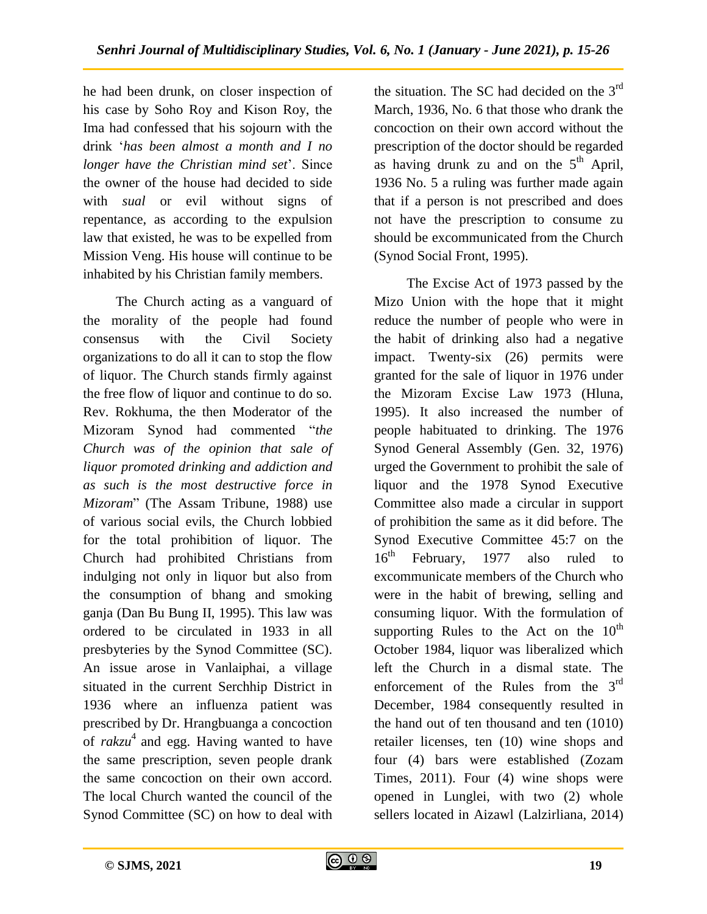he had been drunk, on closer inspection of his case by Soho Roy and Kison Roy, the Ima had confessed that his sojourn with the drink '*has been almost a month and I no longer have the Christian mind set*'. Since the owner of the house had decided to side with *sual* or evil without signs of repentance, as according to the expulsion law that existed, he was to be expelled from Mission Veng. His house will continue to be inhabited by his Christian family members.

The Church acting as a vanguard of the morality of the people had found consensus with the Civil Society organizations to do all it can to stop the flow of liquor. The Church stands firmly against the free flow of liquor and continue to do so. Rev. Rokhuma, the then Moderator of the Mizoram Synod had commented "*the Church was of the opinion that sale of liquor promoted drinking and addiction and as such is the most destructive force in Mizoram*" (The Assam Tribune, 1988) use of various social evils, the Church lobbied for the total prohibition of liquor. The Church had prohibited Christians from indulging not only in liquor but also from the consumption of bhang and smoking ganja (Dan Bu Bung II, 1995). This law was ordered to be circulated in 1933 in all presbyteries by the Synod Committee (SC). An issue arose in Vanlaiphai, a village situated in the current Serchhip District in 1936 where an influenza patient was prescribed by Dr. Hrangbuanga a concoction of *rakzu*[4] and egg. Having wanted to have the same prescription, seven people drank the same concoction on their own accord. The local Church wanted the council of the Synod Committee (SC) on how to deal with the situation. The SC had decided on the 3rd March, 1936, No. 6 that those who drank the concoction on their own accord without the prescription of the doctor should be regarded as having drunk zu and on the 5th April, 1936 No. 5 a ruling was further made again that if a person is not prescribed and does not have the prescription to consume zu should be excommunicated from the Church (Synod Social Front, 1995).

The Excise Act of 1973 passed by the Mizo Union with the hope that it might reduce the number of people who were in the habit of drinking also had a negative impact. Twenty-six (26) permits were granted for the sale of liquor in 1976 under the Mizoram Excise Law 1973 (Hluna, 1995). It also increased the number of people habituated to drinking. The 1976 Synod General Assembly (Gen. 32, 1976) urged the Government to prohibit the sale of liquor and the 1978 Synod Executive Committee also made a circular in support of prohibition the same as it did before. The Synod Executive Committee 45:7 on the 16th February, 1977 also ruled to excommunicate members of the Church who were in the habit of brewing, selling and consuming liquor. With the formulation of supporting Rules to the Act on the 10th October 1984, liquor was liberalized which left the Church in a dismal state. The enforcement of the Rules from the 3rd December, 1984 consequently resulted in the hand out of ten thousand and ten (1010) retailer licenses, ten (10) wine shops and four (4) bars were established (Zozam Times, 2011). Four (4) wine shops were opened in Lunglei, with two (2) whole sellers located in Aizawl (Lalzirliana, 2014)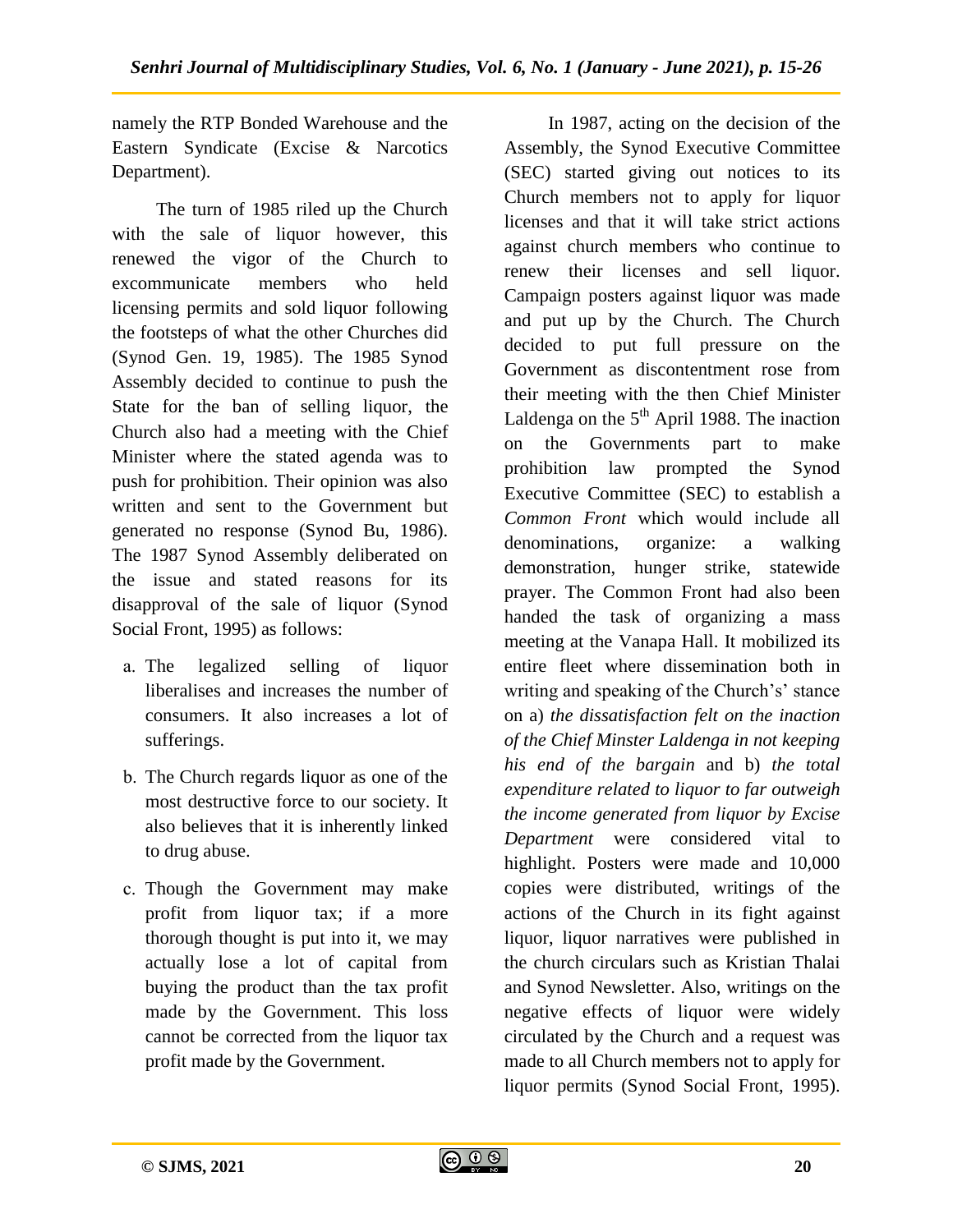namely the RTP Bonded Warehouse and the Eastern Syndicate (Excise & Narcotics Department).

The turn of 1985 riled up the Church with the sale of liquor however, this renewed the vigor of the Church to excommunicate members who held licensing permits and sold liquor following the footsteps of what the other Churches did (Synod Gen. 19, 1985). The 1985 Synod Assembly decided to continue to push the State for the ban of selling liquor, the Church also had a meeting with the Chief Minister where the stated agenda was to push for prohibition. Their opinion was also written and sent to the Government but generated no response (Synod Bu, 1986). The 1987 Synod Assembly deliberated on the issue and stated reasons for its disapproval of the sale of liquor (Synod Social Front, 1995) as follows:

a. The legalized selling of liquor liberalises and increases the number of consumers. It also increases a lot of sufferings.

b. The Church regards liquor as one of the most destructive force to our society. It also believes that it is inherently linked to drug abuse.

c. Though the Government may make profit from liquor tax; if a more thorough thought is put into it, we may actually lose a lot of capital from buying the product than the tax profit made by the Government. This loss cannot be corrected from the liquor tax profit made by the Government.

In 1987, acting on the decision of the Assembly, the Synod Executive Committee (SEC) started giving out notices to its Church members not to apply for liquor licenses and that it will take strict actions against church members who continue to renew their licenses and sell liquor. Campaign posters against liquor was made and put up by the Church. The Church decided to put full pressure on the Government as discontentment rose from their meeting with the then Chief Minister Laldenga on the 5th April 1988. The inaction on the Governments part to make prohibition law prompted the Synod Executive Committee (SEC) to establish a *Common Front* which would include all denominations, organize: a walking demonstration, hunger strike, statewide prayer. The Common Front had also been handed the task of organizing a mass meeting at the Vanapa Hall. It mobilized its entire fleet where dissemination both in writing and speaking of the Church's' stance on a) *the dissatisfaction felt on the inaction of the Chief Minster Laldenga in not keeping his end of the bargain* and b) *the total expenditure related to liquor to far outweigh the income generated from liquor by Excise Department* were considered vital to highlight. Posters were made and 10,000 copies were distributed, writings of the actions of the Church in its fight against liquor, liquor narratives were published in the church circulars such as Kristian Thalai and Synod Newsletter. Also, writings on the negative effects of liquor were widely circulated by the Church and a request was made to all Church members not to apply for liquor permits (Synod Social Front, 1995).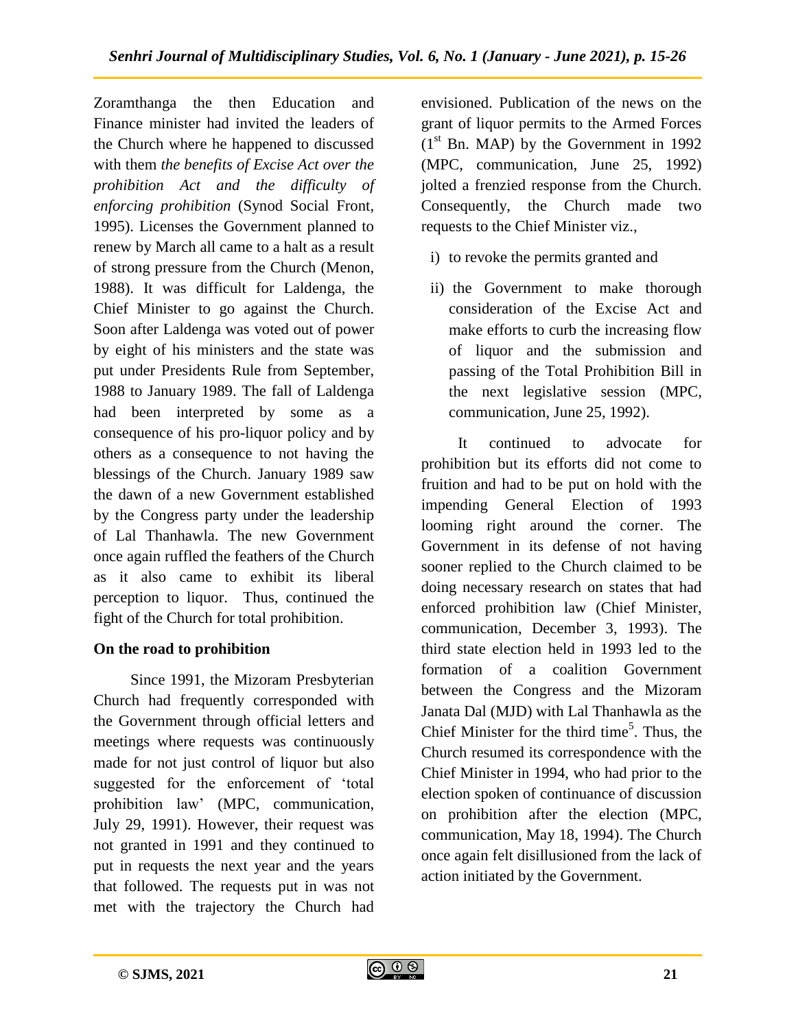Zoramthanga the then Education and Finance minister had invited the leaders of the Church where he happened to discussed with them *the benefits of Excise Act over the prohibition Act and the difficulty of enforcing prohibition* (Synod Social Front, 1995). Licenses the Government planned to renew by March all came to a halt as a result of strong pressure from the Church (Menon, 1988). It was difficult for Laldenga, the Chief Minister to go against the Church. Soon after Laldenga was voted out of power by eight of his ministers and the state was put under Presidents Rule from September, 1988 to January 1989. The fall of Laldenga had been interpreted by some as a consequence of his pro-liquor policy and by others as a consequence to not having the blessings of the Church. January 1989 saw the dawn of a new Government established by the Congress party under the leadership of Lal Thanhawla. The new Government once again ruffled the feathers of the Church as it also came to exhibit its liberal perception to liquor. Thus, continued the fight of the Church for total prohibition.

**On the road to prohibition**

Since 1991, the Mizoram Presbyterian Church had frequently corresponded with the Government through official letters and meetings where requests was continuously made for not just control of liquor but also suggested for the enforcement of 'total prohibition law' (MPC, communication, July 29, 1991). However, their request was not granted in 1991 and they continued to put in requests the next year and the years that followed. The requests put in was not met with the trajectory the Church had envisioned. Publication of the news on the grant of liquor permits to the Armed Forces (1st Bn. MAP) by the Government in 1992 (MPC, communication, June 25, 1992) jolted a frenzied response from the Church. Consequently, the Church made two requests to the Chief Minister viz.,

i) to revoke the permits granted and

ii) the Government to make thorough consideration of the Excise Act and make efforts to curb the increasing flow of liquor and the submission and passing of the Total Prohibition Bill in the next legislative session (MPC, communication, June 25, 1992).

It continued to advocate for prohibition but its efforts did not come to fruition and had to be put on hold with the impending General Election of 1993 looming right around the corner. The Government in its defense of not having sooner replied to the Church claimed to be doing necessary research on states that had enforced prohibition law (Chief Minister, communication, December 3, 1993). The third state election held in 1993 led to the formation of a coalition Government between the Congress and the Mizoram Janata Dal (MJD) with Lal Thanhawla as the Chief Minister for the third time[5]. Thus, the Church resumed its correspondence with the Chief Minister in 1994, who had prior to the election spoken of continuance of discussion on prohibition after the election (MPC, communication, May 18, 1994). The Church once again felt disillusioned from the lack of action initiated by the Government.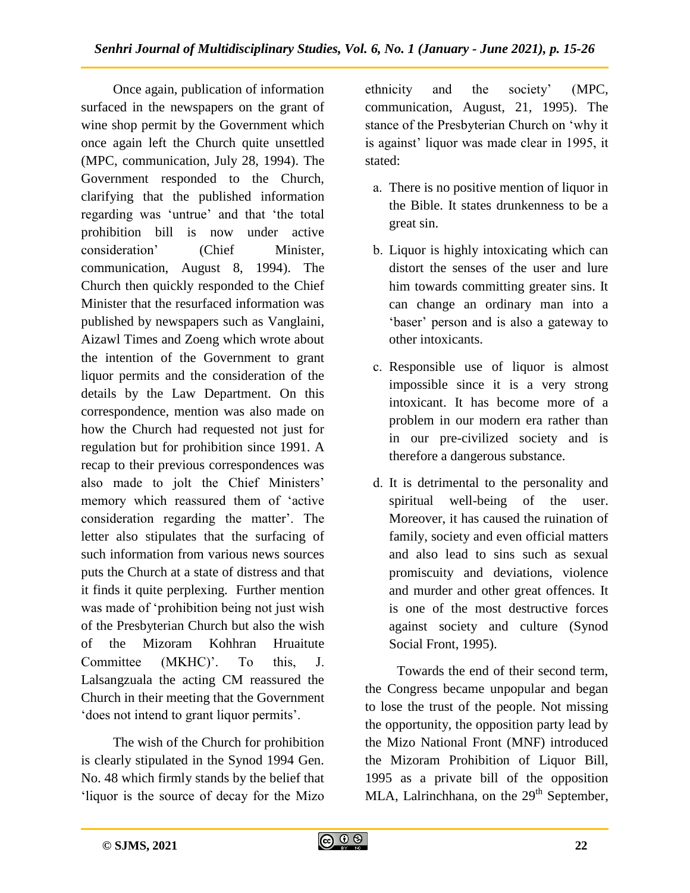Once again, publication of information surfaced in the newspapers on the grant of wine shop permit by the Government which once again left the Church quite unsettled (MPC, communication, July 28, 1994). The Government responded to the Church, clarifying that the published information regarding was 'untrue' and that 'the total prohibition bill is now under active consideration' (Chief Minister, communication, August 8, 1994). The Church then quickly responded to the Chief Minister that the resurfaced information was published by newspapers such as Vanglaini, Aizawl Times and Zoeng which wrote about the intention of the Government to grant liquor permits and the consideration of the details by the Law Department. On this correspondence, mention was also made on how the Church had requested not just for regulation but for prohibition since 1991. A recap to their previous correspondences was also made to jolt the Chief Ministers' memory which reassured them of 'active consideration regarding the matter'. The letter also stipulates that the surfacing of such information from various news sources puts the Church at a state of distress and that it finds it quite perplexing. Further mention was made of 'prohibition being not just wish of the Presbyterian Church but also the wish of the Mizoram Kohhran Hruaitute Committee (MKHC)'. To this, J. Lalsangzuala the acting CM reassured the Church in their meeting that the Government 'does not intend to grant liquor permits'.

The wish of the Church for prohibition is clearly stipulated in the Synod 1994 Gen. No. 48 which firmly stands by the belief that 'liquor is the source of decay for the Mizo ethnicity and the society' (MPC, communication, August, 21, 1995). The stance of the Presbyterian Church on 'why it is against' liquor was made clear in 1995, it stated:

a. There is no positive mention of liquor in the Bible. It states drunkenness to be a great sin.

b. Liquor is highly intoxicating which can distort the senses of the user and lure him towards committing greater sins. It can change an ordinary man into a 'baser' person and is also a gateway to other intoxicants.

c. Responsible use of liquor is almost impossible since it is a very strong intoxicant. It has become more of a problem in our modern era rather than in our pre-civilized society and is therefore a dangerous substance.

d. It is detrimental to the personality and spiritual well-being of the user. Moreover, it has caused the ruination of family, society and even official matters and also lead to sins such as sexual promiscuity and deviations, violence and murder and other great offences. It is one of the most destructive forces against society and culture (Synod Social Front, 1995).

Towards the end of their second term, the Congress became unpopular and began to lose the trust of the people. Not missing the opportunity, the opposition party lead by the Mizo National Front (MNF) introduced the Mizoram Prohibition of Liquor Bill, 1995 as a private bill of the opposition MLA, Lalrinchhana, on the 29th September,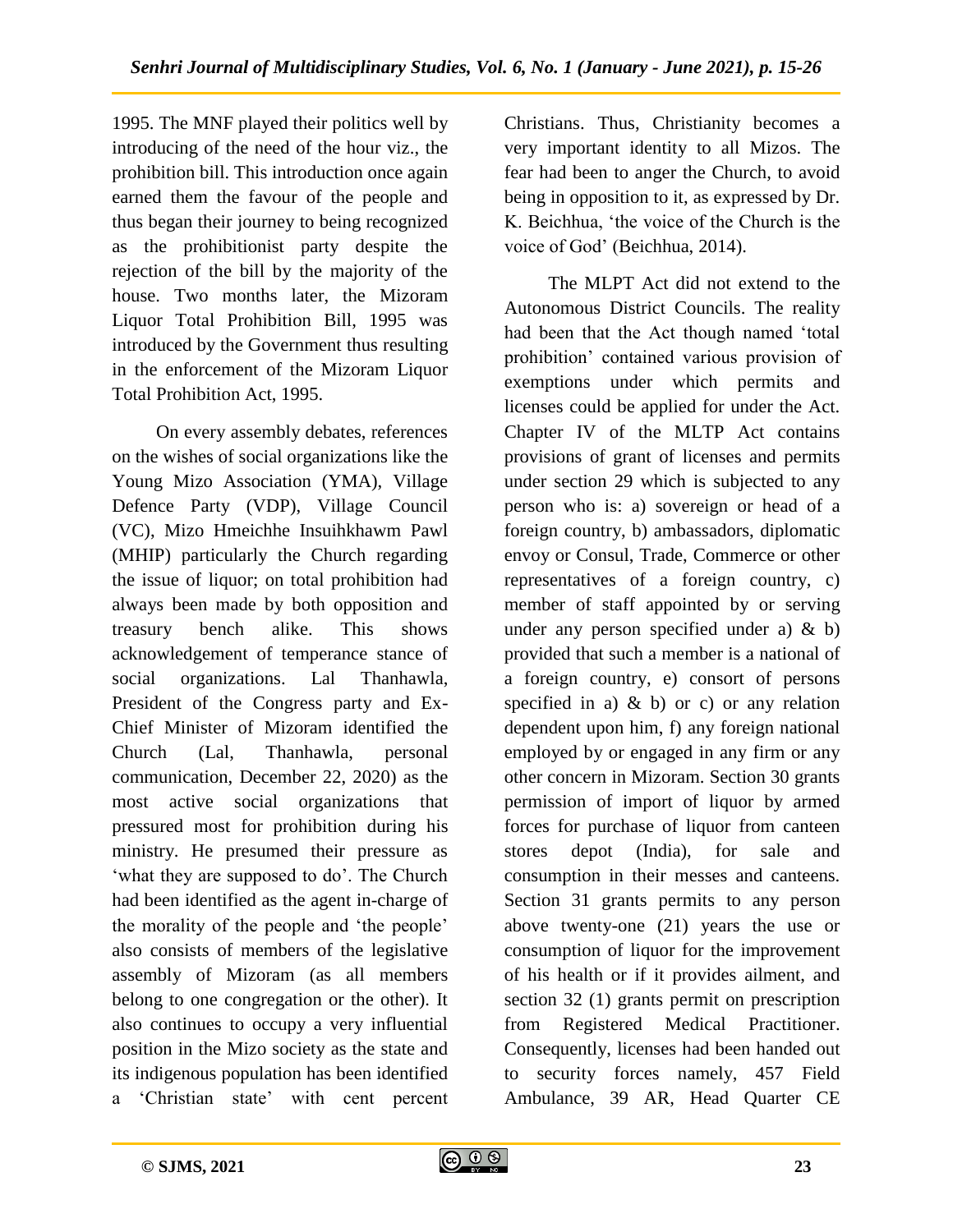1995. The MNF played their politics well by introducing of the need of the hour viz., the prohibition bill. This introduction once again earned them the favour of the people and thus began their journey to being recognized as the prohibitionist party despite the rejection of the bill by the majority of the house. Two months later, the Mizoram Liquor Total Prohibition Bill, 1995 was introduced by the Government thus resulting in the enforcement of the Mizoram Liquor Total Prohibition Act, 1995.

On every assembly debates, references on the wishes of social organizations like the Young Mizo Association (YMA), Village Defence Party (VDP), Village Council (VC), Mizo Hmeichhe Insuihkhawm Pawl (MHIP) particularly the Church regarding the issue of liquor; on total prohibition had always been made by both opposition and treasury bench alike. This shows acknowledgement of temperance stance of social organizations. Lal Thanhawla, President of the Congress party and Ex-Chief Minister of Mizoram identified the Church (Lal, Thanhawla, personal communication, December 22, 2020) as the most active social organizations that pressured most for prohibition during his ministry. He presumed their pressure as 'what they are supposed to do'. The Church had been identified as the agent in-charge of the morality of the people and 'the people' also consists of members of the legislative assembly of Mizoram (as all members belong to one congregation or the other). It also continues to occupy a very influential position in the Mizo society as the state and its indigenous population has been identified a 'Christian state' with cent percent Christians. Thus, Christianity becomes a very important identity to all Mizos. The fear had been to anger the Church, to avoid being in opposition to it, as expressed by Dr. K. Beichhua, 'the voice of the Church is the voice of God' (Beichhua, 2014).

The MLPT Act did not extend to the Autonomous District Councils. The reality had been that the Act though named 'total prohibition' contained various provision of exemptions under which permits and licenses could be applied for under the Act. Chapter IV of the MLTP Act contains provisions of grant of licenses and permits under section 29 which is subjected to any person who is: a) sovereign or head of a foreign country, b) ambassadors, diplomatic envoy or Consul, Trade, Commerce or other representatives of a foreign country, c) member of staff appointed by or serving under any person specified under a) & b) provided that such a member is a national of a foreign country, e) consort of persons specified in a) & b) or c) or any relation dependent upon him, f) any foreign national employed by or engaged in any firm or any other concern in Mizoram. Section 30 grants permission of import of liquor by armed forces for purchase of liquor from canteen stores depot (India), for sale and consumption in their messes and canteens. Section 31 grants permits to any person above twenty-one (21) years the use or consumption of liquor for the improvement of his health or if it provides ailment, and section 32 (1) grants permit on prescription from Registered Medical Practitioner. Consequently, licenses had been handed out to security forces namely, 457 Field Ambulance, 39 AR, Head Quarter CE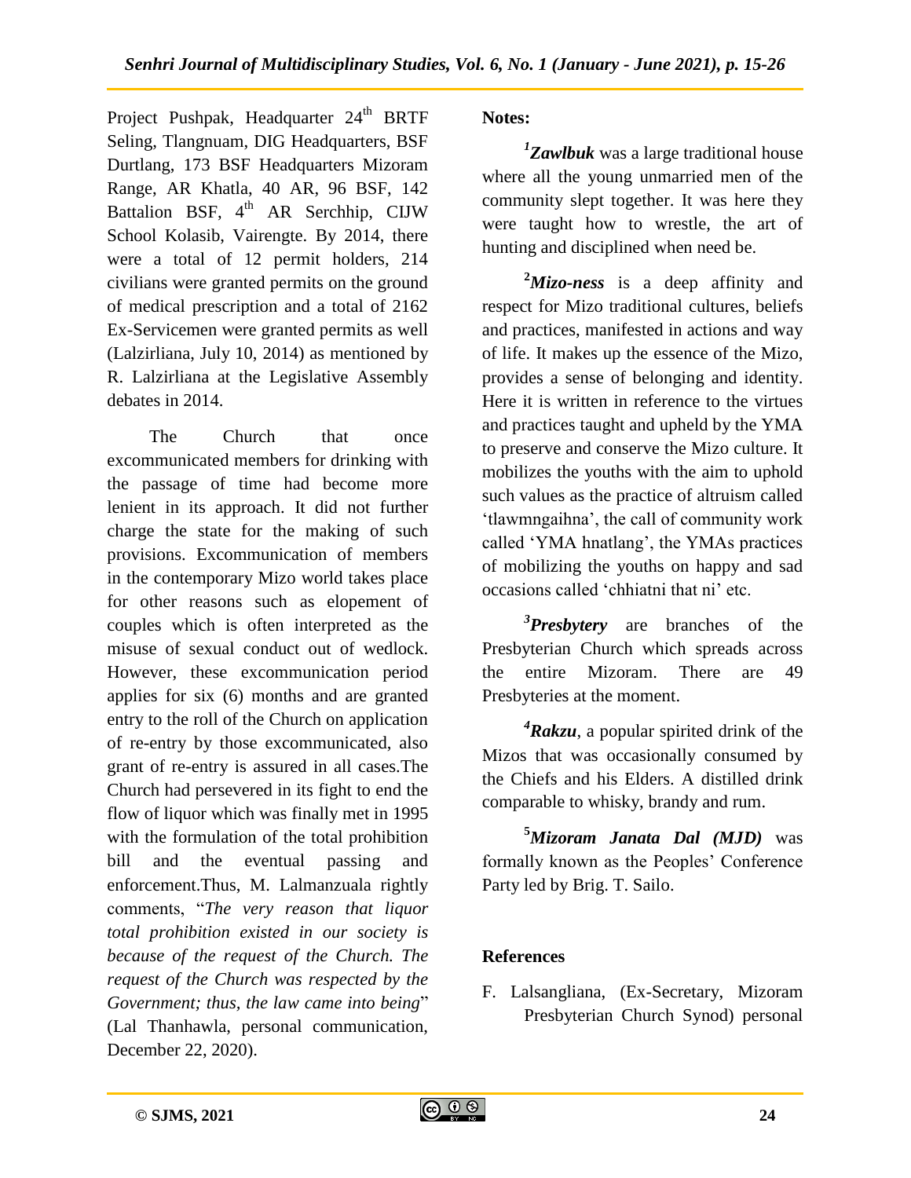Project Pushpak, Headquarter 24th BRTF Seling, Tlangnuam, DIG Headquarters, BSF Durtlang, 173 BSF Headquarters Mizoram Range, AR Khatla, 40 AR, 96 BSF, 142 Battalion BSF, 4th AR Serchhip, CIJW School Kolasib, Vairengte. By 2014, there were a total of 12 permit holders, 214 civilians were granted permits on the ground of medical prescription and a total of 2162 Ex-Servicemen were granted permits as well (Lalzirliana, July 10, 2014) as mentioned by R. Lalzirliana at the Legislative Assembly debates in 2014.

The Church that once excommunicated members for drinking with the passage of time had become more lenient in its approach. It did not further charge the state for the making of such provisions. Excommunication of members in the contemporary Mizo world takes place for other reasons such as elopement of couples which is often interpreted as the misuse of sexual conduct out of wedlock. However, these excommunication period applies for six (6) months and are granted entry to the roll of the Church on application of re-entry by those excommunicated, also grant of re-entry is assured in all cases.The Church had persevered in its fight to end the flow of liquor which was finally met in 1995 with the formulation of the total prohibition bill and the eventual passing and enforcement.Thus, M. Lalmanzuala rightly comments, "*The very reason that liquor total prohibition existed in our society is because of the request of the Church. The request of the Church was respected by the Government; thus, the law came into being*" (Lal Thanhawla, personal communication, December 22, 2020).

**Notes:**

[1]***Zawlbuk*** was a large traditional house where all the young unmarried men of the community slept together. It was here they were taught how to wrestle, the art of hunting and disciplined when need be.

[2]***Mizo-ness*** is a deep affinity and respect for Mizo traditional cultures, beliefs and practices, manifested in actions and way of life. It makes up the essence of the Mizo, provides a sense of belonging and identity. Here it is written in reference to the virtues and practices taught and upheld by the YMA to preserve and conserve the Mizo culture. It mobilizes the youths with the aim to uphold such values as the practice of altruism called 'tlawmngaihna', the call of community work called 'YMA hnatlang', the YMAs practices of mobilizing the youths on happy and sad occasions called 'chhiatni that ni' etc.

[3]***Presbytery*** are branches of the Presbyterian Church which spreads across the entire Mizoram. There are 49 Presbyteries at the moment.

[4]***Rakzu***, a popular spirited drink of the Mizos that was occasionally consumed by the Chiefs and his Elders. A distilled drink comparable to whisky, brandy and rum.

[5]***Mizoram Janata Dal (MJD)*** was formally known as the Peoples' Conference Party led by Brig. T. Sailo.

## References

F. Lalsangliana, (Ex-Secretary, Mizoram Presbyterian Church Synod) personal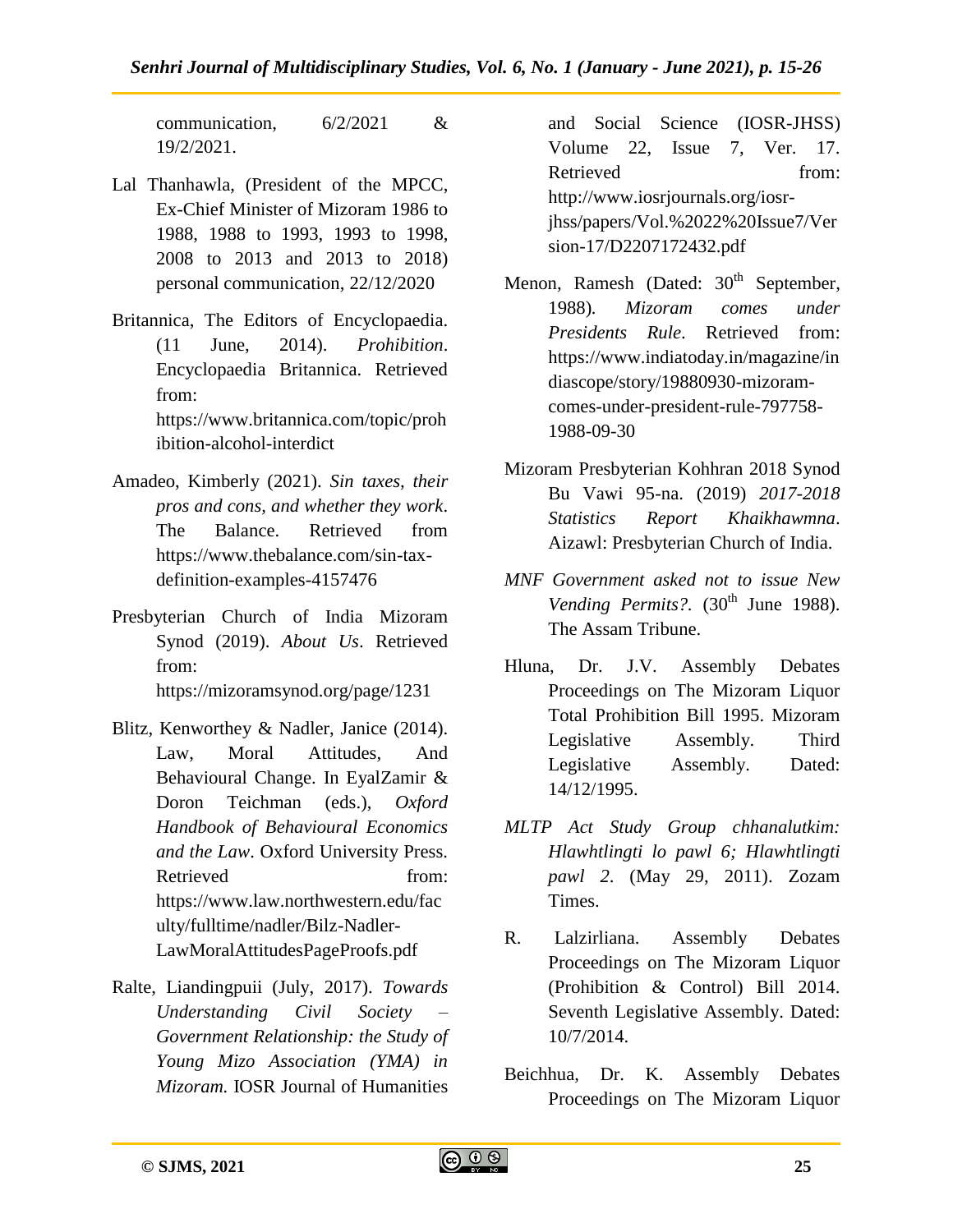communication, 6/2/2021 & 19/2/2021.

Lal Thanhawla, (President of the MPCC, Ex-Chief Minister of Mizoram 1986 to 1988, 1988 to 1993, 1993 to 1998, 2008 to 2013 and 2013 to 2018) personal communication, 22/12/2020

Britannica, The Editors of Encyclopaedia. (11 June, 2014). *Prohibition*. Encyclopaedia Britannica. Retrieved from: https://www.britannica.com/topic/prohibition-alcohol-interdict

Amadeo, Kimberly (2021). *Sin taxes, their pros and cons, and whether they work*. The Balance. Retrieved from https://www.thebalance.com/sin-tax-definition-examples-4157476

Presbyterian Church of India Mizoram Synod (2019). *About Us*. Retrieved from: https://mizoramsynod.org/page/1231

Blitz, Kenworthey & Nadler, Janice (2014). Law, Moral Attitudes, And Behavioural Change. In EyalZamir & Doron Teichman (eds.), *Oxford Handbook of Behavioural Economics and the Law*. Oxford University Press. Retrieved from: https://www.law.northwestern.edu/faculty/fulltime/nadler/Bilz-Nadler-LawMoralAttitudesPageProofs.pdf

Ralte, Liandingpuii (July, 2017). *Towards Understanding Civil Society – Government Relationship: the Study of Young Mizo Association (YMA) in Mizoram.* IOSR Journal of Humanities and Social Science (IOSR-JHSS) Volume 22, Issue 7, Ver. 17. Retrieved from: http://www.iosrjournals.org/iosr-jhss/papers/Vol.%2022%20Issue7/Version-17/D2207172432.pdf

Menon, Ramesh (Dated: 30th September, 1988). *Mizoram comes under Presidents Rule*. Retrieved from: https://www.indiatoday.in/magazine/indiascope/story/19880930-mizoram-comes-under-president-rule-797758-1988-09-30

Mizoram Presbyterian Kohhran 2018 Synod Bu Vawi 95-na. (2019) *2017-2018 Statistics Report Khaikhawmna*. Aizawl: Presbyterian Church of India.

*MNF Government asked not to issue New Vending Permits?*. (30th June 1988). The Assam Tribune.

Hluna, Dr. J.V. Assembly Debates Proceedings on The Mizoram Liquor Total Prohibition Bill 1995. Mizoram Legislative Assembly. Third Legislative Assembly. Dated: 14/12/1995.

*MLTP Act Study Group chhanalutkim: Hlawhtlingti lo pawl 6; Hlawhtlingti pawl 2*. (May 29, 2011). Zozam Times.

R. Lalzirliana. Assembly Debates Proceedings on The Mizoram Liquor (Prohibition & Control) Bill 2014. Seventh Legislative Assembly. Dated: 10/7/2014.

Beichhua, Dr. K. Assembly Debates Proceedings on The Mizoram Liquor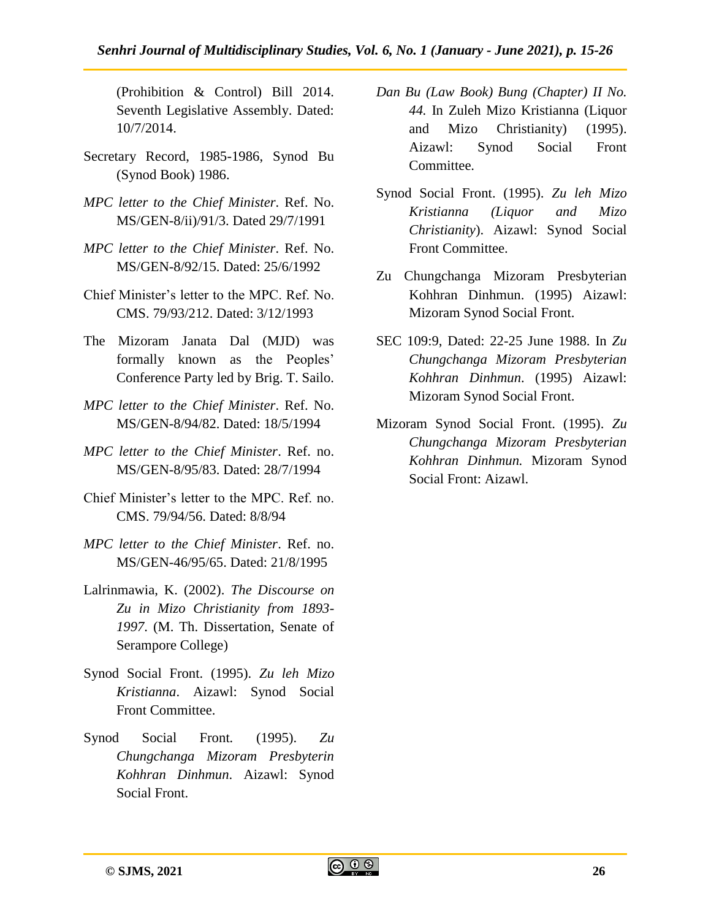(Prohibition & Control) Bill 2014. Seventh Legislative Assembly. Dated: 10/7/2014.

Secretary Record, 1985-1986, Synod Bu (Synod Book) 1986.

*MPC letter to the Chief Minister*. Ref. No. MS/GEN-8/ii)/91/3. Dated 29/7/1991

*MPC letter to the Chief Minister*. Ref. No. MS/GEN-8/92/15. Dated: 25/6/1992

Chief Minister's letter to the MPC. Ref. No. CMS. 79/93/212. Dated: 3/12/1993

The Mizoram Janata Dal (MJD) was formally known as the Peoples' Conference Party led by Brig. T. Sailo.

*MPC letter to the Chief Minister*. Ref. No. MS/GEN-8/94/82. Dated: 18/5/1994

*MPC letter to the Chief Minister*. Ref. no. MS/GEN-8/95/83. Dated: 28/7/1994

Chief Minister's letter to the MPC. Ref. no. CMS. 79/94/56. Dated: 8/8/94

*MPC letter to the Chief Minister*. Ref. no. MS/GEN-46/95/65. Dated: 21/8/1995

Lalrinmawia, K. (2002). *The Discourse on Zu in Mizo Christianity from 1893-1997*. (M. Th. Dissertation, Senate of Serampore College)

Synod Social Front. (1995). *Zu leh Mizo Kristianna*. Aizawl: Synod Social Front Committee.

Synod Social Front. (1995). *Zu Chungchanga Mizoram Presbyterin Kohhran Dinhmun*. Aizawl: Synod Social Front.

*Dan Bu (Law Book) Bung (Chapter) II No. 44.* In Zuleh Mizo Kristianna (Liquor and Mizo Christianity) (1995). Aizawl: Synod Social Front Committee.

Synod Social Front. (1995). *Zu leh Mizo Kristianna (Liquor and Mizo Christianity)*. Aizawl: Synod Social Front Committee.

Zu Chungchanga Mizoram Presbyterian Kohhran Dinhmun. (1995) Aizawl: Mizoram Synod Social Front.

SEC 109:9, Dated: 22-25 June 1988. In *Zu Chungchanga Mizoram Presbyterian Kohhran Dinhmun*. (1995) Aizawl: Mizoram Synod Social Front.

Mizoram Synod Social Front. (1995). *Zu Chungchanga Mizoram Presbyterian Kohhran Dinhmun.* Mizoram Synod Social Front: Aizawl.